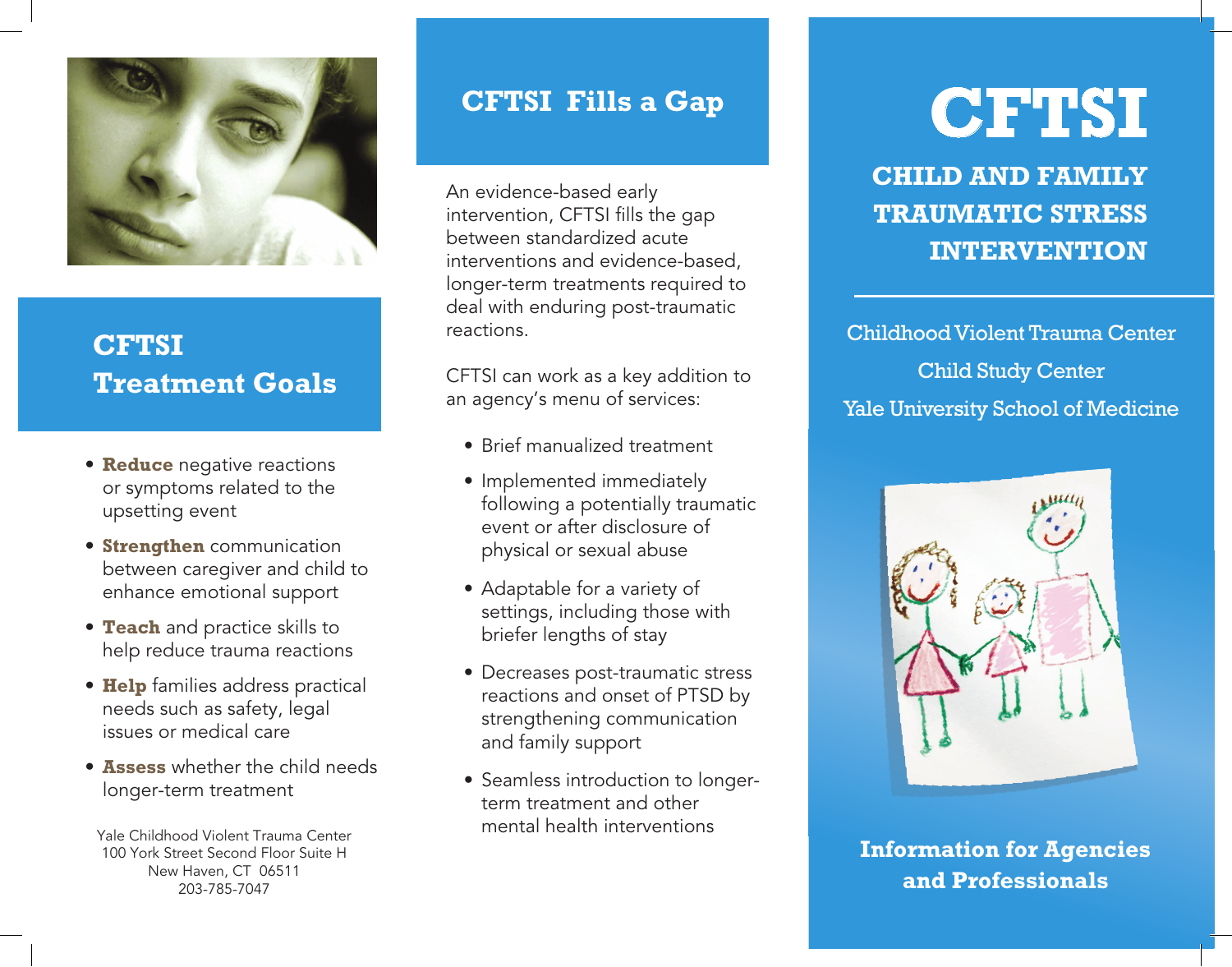## CFTSI Treatment Goals

- **Reduce** negative reactions or symptoms related to the upsetting event
- **Strengthen** communication between caregiver and child to enhance emotional support
- **Teach** and practice skills to help reduce trauma reactions
- **Help** families address practical needs such as safety, legal issues or medical care
- **Assess** whether the child needs longer-term treatment

Yale Childhood Violent Trauma Center
100 York Street Second Floor Suite H
New Haven, CT 06511
203-785-7047

## CFTSI Fills a Gap

An evidence-based early intervention, CFTSI fills the gap between standardized acute interventions and evidence-based, longer-term treatments required to deal with enduring post-traumatic reactions.

CFTSI can work as a key addition to an agency's menu of services:

- Brief manualized treatment
- Implemented immediately following a potentially traumatic event or after disclosure of physical or sexual abuse
- Adaptable for a variety of settings, including those with briefer lengths of stay
- Decreases post-traumatic stress reactions and onset of PTSD by strengthening communication and family support
- Seamless introduction to longer-term treatment and other mental health interventions

# CFTSI

## CHILD AND FAMILY TRAUMATIC STRESS INTERVENTION

Childhood Violent Trauma Center
Child Study Center
Yale University School of Medicine

**Information for Agencies and Professionals**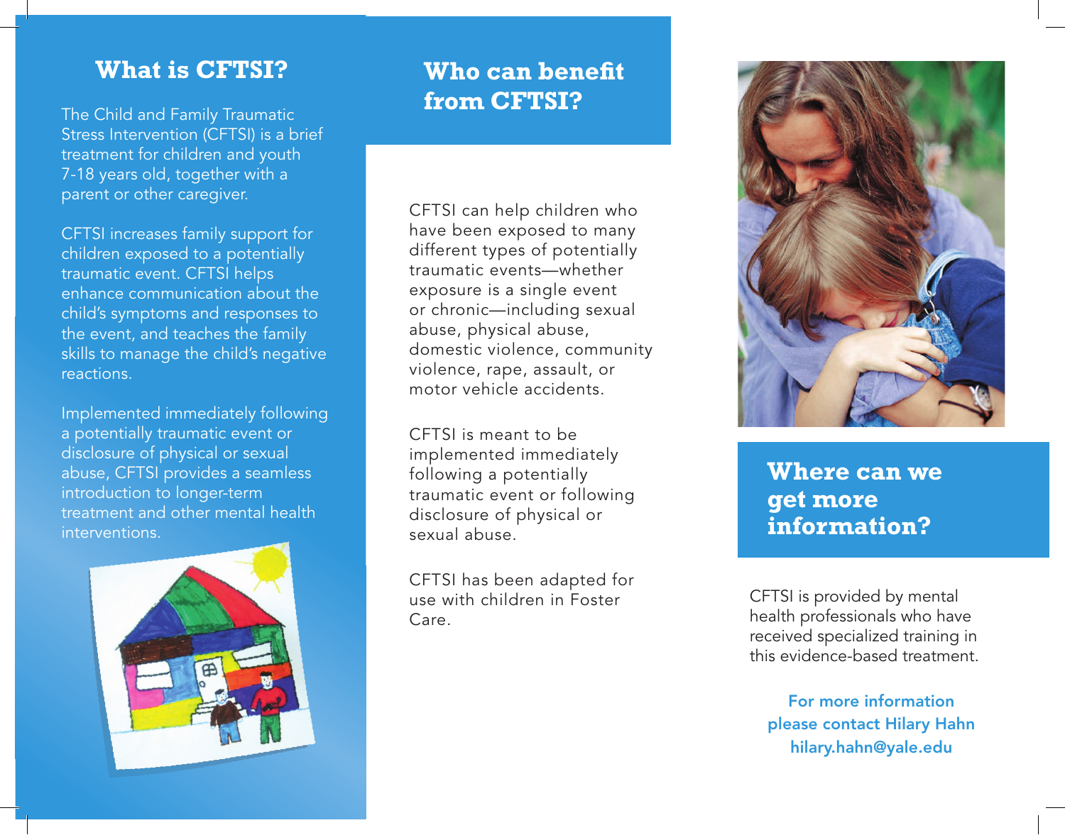## What is CFTSI?

The Child and Family Traumatic Stress Intervention (CFTSI) is a brief treatment for children and youth 7-18 years old, together with a parent or other caregiver.

CFTSI increases family support for children exposed to a potentially traumatic event. CFTSI helps enhance communication about the child's symptoms and responses to the event, and teaches the family skills to manage the child's negative reactions.

Implemented immediately following a potentially traumatic event or disclosure of physical or sexual abuse, CFTSI provides a seamless introduction to longer-term treatment and other mental health interventions.

## Who can benefit from CFTSI?

CFTSI can help children who have been exposed to many different types of potentially traumatic events—whether exposure is a single event or chronic—including sexual abuse, physical abuse, domestic violence, community violence, rape, assault, or motor vehicle accidents.

CFTSI is meant to be implemented immediately following a potentially traumatic event or following disclosure of physical or sexual abuse.

CFTSI has been adapted for use with children in Foster Care.

## Where can we get more information?

CFTSI is provided by mental health professionals who have received specialized training in this evidence-based treatment.

**For more information please contact Hilary Hahn**
**hilary.hahn@yale.edu**